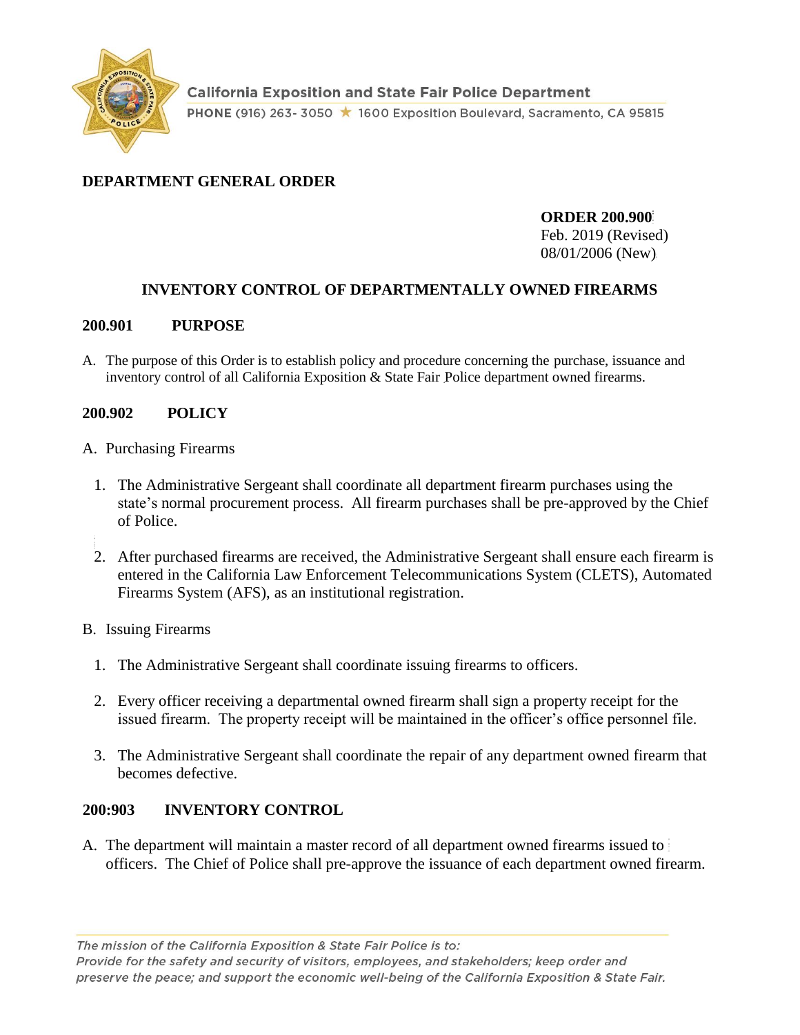California Exposition and State Fair Police Department

PHONE (916) 263- 3050 ★ 1600 Exposition Boulevard, Sacramento, CA 95815

**DEPARTMENT GENERAL ORDER**

**ORDER 200.900**
Feb. 2019 (Revised)
08/01/2006 (New)

## INVENTORY CONTROL OF DEPARTMENTALLY OWNED FIREARMS

### 200.901 PURPOSE

A. The purpose of this Order is to establish policy and procedure concerning the purchase, issuance and inventory control of all California Exposition & State Fair Police department owned firearms.

### 200.902 POLICY

A. Purchasing Firearms

1. The Administrative Sergeant shall coordinate all department firearm purchases using the state's normal procurement process. All firearm purchases shall be pre-approved by the Chief of Police.

2. After purchased firearms are received, the Administrative Sergeant shall ensure each firearm is entered in the California Law Enforcement Telecommunications System (CLETS), Automated Firearms System (AFS), as an institutional registration.

B. Issuing Firearms

1. The Administrative Sergeant shall coordinate issuing firearms to officers.

2. Every officer receiving a departmental owned firearm shall sign a property receipt for the issued firearm. The property receipt will be maintained in the officer's office personnel file.

3. The Administrative Sergeant shall coordinate the repair of any department owned firearm that becomes defective.

### 200:903 INVENTORY CONTROL

A. The department will maintain a master record of all department owned firearms issued to officers. The Chief of Police shall pre-approve the issuance of each department owned firearm.

*The mission of the California Exposition & State Fair Police is to:*
*Provide for the safety and security of visitors, employees, and stakeholders; keep order and preserve the peace; and support the economic well-being of the California Exposition & State Fair.*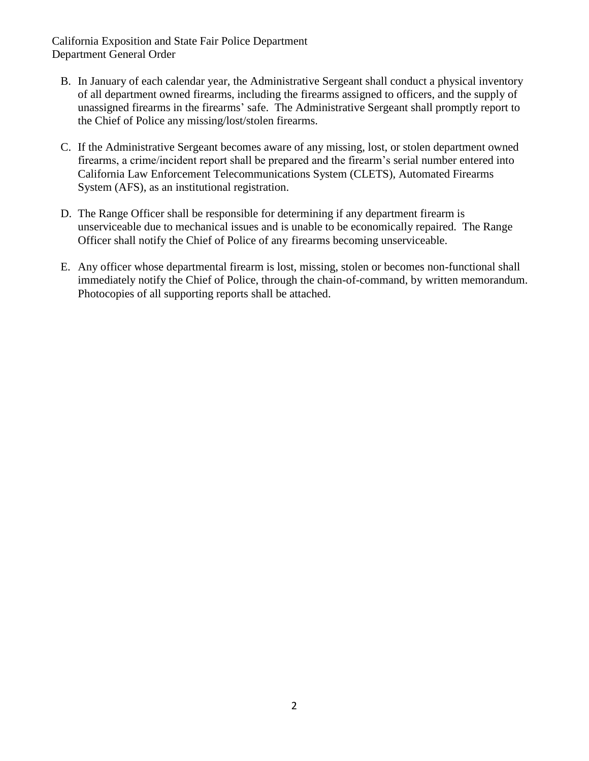B. In January of each calendar year, the Administrative Sergeant shall conduct a physical inventory of all department owned firearms, including the firearms assigned to officers, and the supply of unassigned firearms in the firearms' safe. The Administrative Sergeant shall promptly report to the Chief of Police any missing/lost/stolen firearms.

C. If the Administrative Sergeant becomes aware of any missing, lost, or stolen department owned firearms, a crime/incident report shall be prepared and the firearm's serial number entered into California Law Enforcement Telecommunications System (CLETS), Automated Firearms System (AFS), as an institutional registration.

D. The Range Officer shall be responsible for determining if any department firearm is unserviceable due to mechanical issues and is unable to be economically repaired. The Range Officer shall notify the Chief of Police of any firearms becoming unserviceable.

E. Any officer whose departmental firearm is lost, missing, stolen or becomes non-functional shall immediately notify the Chief of Police, through the chain-of-command, by written memorandum. Photocopies of all supporting reports shall be attached.